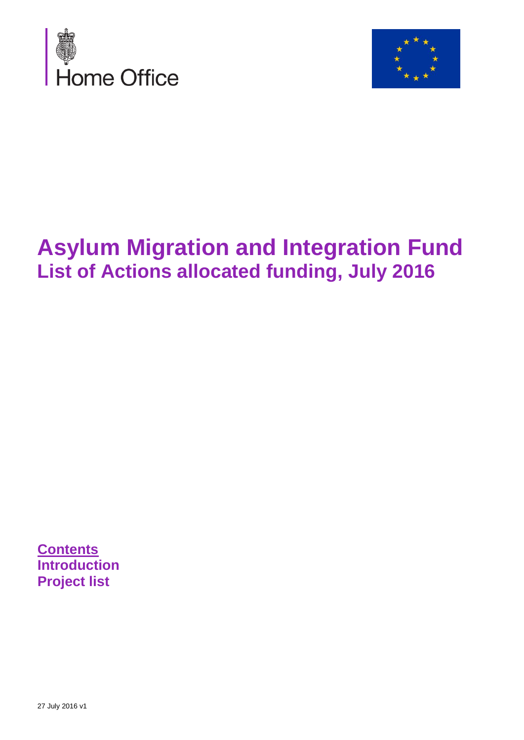Home Office

# Asylum Migration and Integration Fund

## List of Actions allocated funding, July 2016

**Contents**
**Introduction**
**Project list**

27 July 2016 v1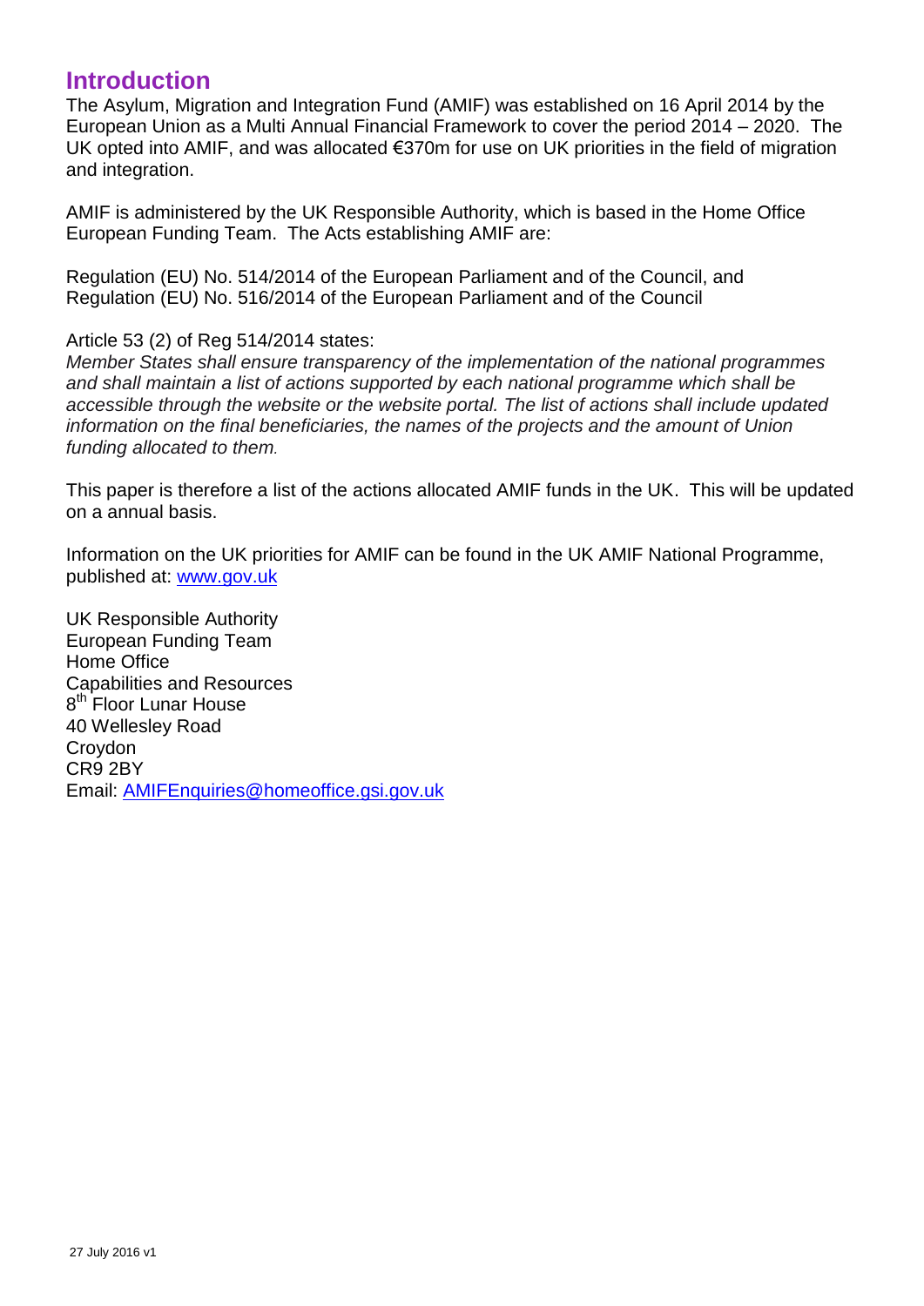## Introduction

The Asylum, Migration and Integration Fund (AMIF) was established on 16 April 2014 by the European Union as a Multi Annual Financial Framework to cover the period 2014 – 2020. The UK opted into AMIF, and was allocated €370m for use on UK priorities in the field of migration and integration.

AMIF is administered by the UK Responsible Authority, which is based in the Home Office European Funding Team. The Acts establishing AMIF are:

Regulation (EU) No. 514/2014 of the European Parliament and of the Council, and
Regulation (EU) No. 516/2014 of the European Parliament and of the Council

Article 53 (2) of Reg 514/2014 states:
*Member States shall ensure transparency of the implementation of the national programmes and shall maintain a list of actions supported by each national programme which shall be accessible through the website or the website portal. The list of actions shall include updated information on the final beneficiaries, the names of the projects and the amount of Union funding allocated to them.*

This paper is therefore a list of the actions allocated AMIF funds in the UK. This will be updated on a annual basis.

Information on the UK priorities for AMIF can be found in the UK AMIF National Programme, published at: www.gov.uk

UK Responsible Authority
European Funding Team
Home Office
Capabilities and Resources
8th Floor Lunar House
40 Wellesley Road
Croydon
CR9 2BY
Email: AMIFEnquiries@homeoffice.gsi.gov.uk

27 July 2016 v1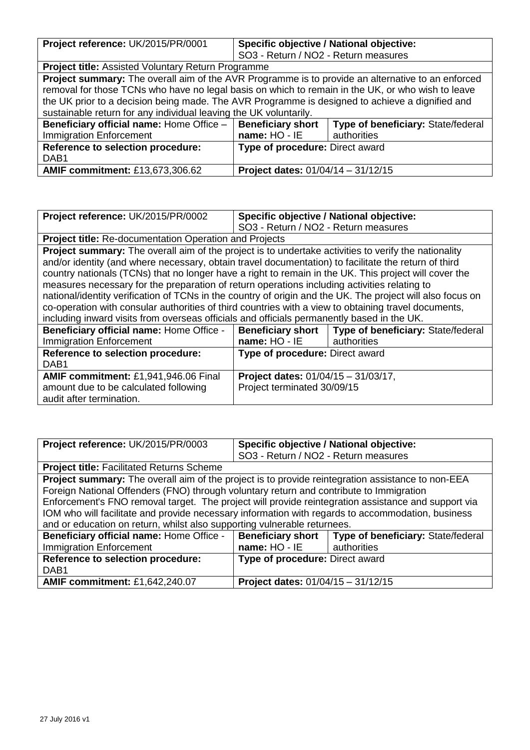| | | |
|---|---|---|
| **Project reference:** UK/2015/PR/0001 | **Specific objective / National objective:** SO3 - Return / NO2 - Return measures | |
| **Project title:** Assisted Voluntary Return Programme | | |
| **Project summary:** The overall aim of the AVR Programme is to provide an alternative to an enforced removal for those TCNs who have no legal basis on which to remain in the UK, or who wish to leave the UK prior to a decision being made. The AVR Programme is designed to achieve a dignified and sustainable return for any individual leaving the UK voluntarily. | | |
| **Beneficiary official name:** Home Office – Immigration Enforcement | **Beneficiary short name:** HO - IE | **Type of beneficiary:** State/federal authorities |
| **Reference to selection procedure:** DAB1 | **Type of procedure:** Direct award | |
| **AMIF commitment:** £13,673,306.62 | **Project dates:** 01/04/14 – 31/12/15 | |

| | | |
|---|---|---|
| **Project reference:** UK/2015/PR/0002 | **Specific objective / National objective:** SO3 - Return / NO2 - Return measures | |
| **Project title:** Re-documentation Operation and Projects | | |
| **Project summary:** The overall aim of the project is to undertake activities to verify the nationality and/or identity (and where necessary, obtain travel documentation) to facilitate the return of third country nationals (TCNs) that no longer have a right to remain in the UK. This project will cover the measures necessary for the preparation of return operations including activities relating to national/identity verification of TCNs in the country of origin and the UK. The project will also focus on co-operation with consular authorities of third countries with a view to obtaining travel documents, including inward visits from overseas officials and officials permanently based in the UK. | | |
| **Beneficiary official name:** Home Office - Immigration Enforcement | **Beneficiary short name:** HO - IE | **Type of beneficiary:** State/federal authorities |
| **Reference to selection procedure:** DAB1 | **Type of procedure:** Direct award | |
| **AMIF commitment:** £1,941,946.06 Final amount due to be calculated following audit after termination. | **Project dates:** 01/04/15 – 31/03/17, Project terminated 30/09/15 | |

| | | |
|---|---|---|
| **Project reference:** UK/2015/PR/0003 | **Specific objective / National objective:** SO3 - Return / NO2 - Return measures | |
| **Project title:** Facilitated Returns Scheme | | |
| **Project summary:** The overall aim of the project is to provide reintegration assistance to non-EEA Foreign National Offenders (FNO) through voluntary return and contribute to Immigration Enforcement's FNO removal target. The project will provide reintegration assistance and support via IOM who will facilitate and provide necessary information with regards to accommodation, business and or education on return, whilst also supporting vulnerable returnees. | | |
| **Beneficiary official name:** Home Office - Immigration Enforcement | **Beneficiary short name:** HO - IE | **Type of beneficiary:** State/federal authorities |
| **Reference to selection procedure:** DAB1 | **Type of procedure:** Direct award | |
| **AMIF commitment:** £1,642,240.07 | **Project dates:** 01/04/15 – 31/12/15 | |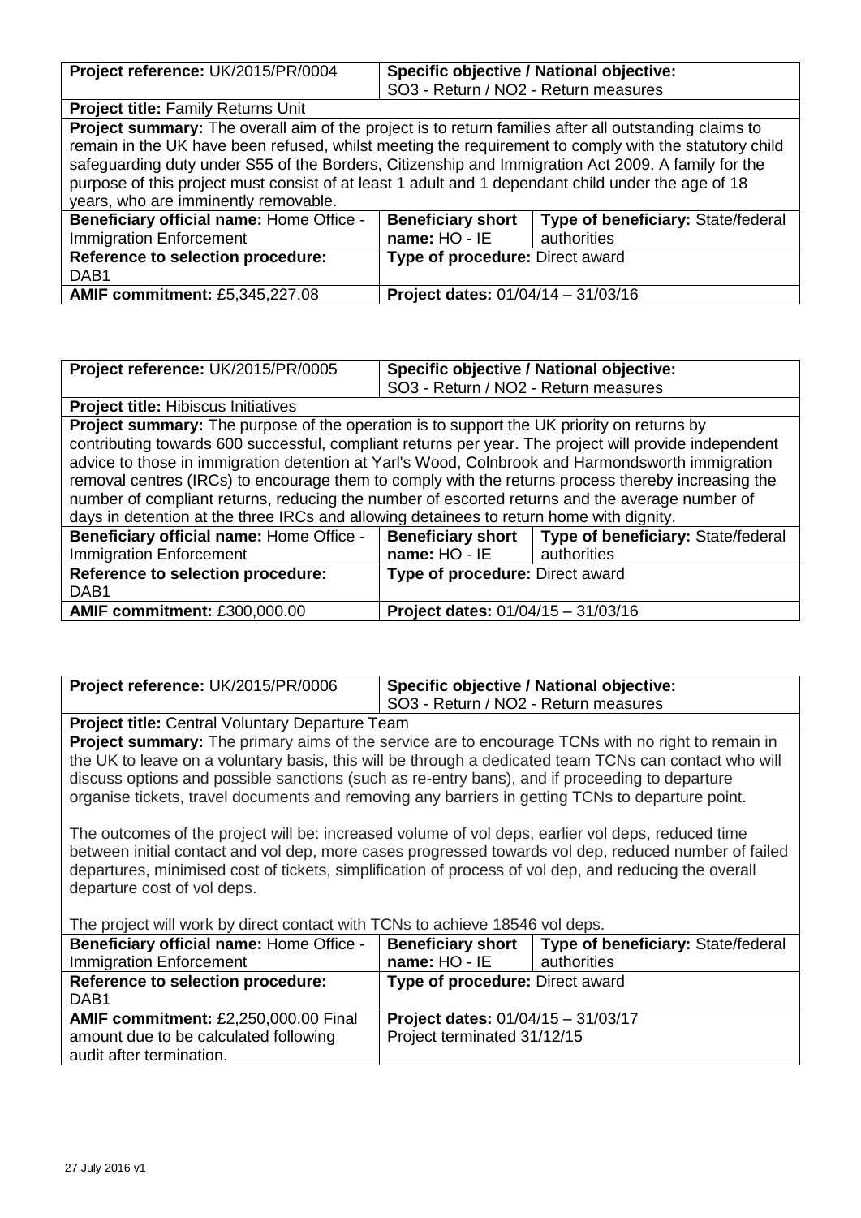| **Project reference:** UK/2015/PR/0004 | **Specific objective / National objective:** SO3 - Return / NO2 - Return measures | |
|---|---|---|
| **Project title:** Family Returns Unit | | |
| **Project summary:** The overall aim of the project is to return families after all outstanding claims to remain in the UK have been refused, whilst meeting the requirement to comply with the statutory child safeguarding duty under S55 of the Borders, Citizenship and Immigration Act 2009. A family for the purpose of this project must consist of at least 1 adult and 1 dependant child under the age of 18 years, who are imminently removable. | | |
| **Beneficiary official name:** Home Office - Immigration Enforcement | **Beneficiary short name:** HO - IE | **Type of beneficiary:** State/federal authorities |
| **Reference to selection procedure:** DAB1 | **Type of procedure:** Direct award | |
| **AMIF commitment:** £5,345,227.08 | **Project dates:** 01/04/14 – 31/03/16 | |

| **Project reference:** UK/2015/PR/0005 | **Specific objective / National objective:** SO3 - Return / NO2 - Return measures | |
|---|---|---|
| **Project title:** Hibiscus Initiatives | | |
| **Project summary:** The purpose of the operation is to support the UK priority on returns by contributing towards 600 successful, compliant returns per year. The project will provide independent advice to those in immigration detention at Yarl's Wood, Colnbrook and Harmondsworth immigration removal centres (IRCs) to encourage them to comply with the returns process thereby increasing the number of compliant returns, reducing the number of escorted returns and the average number of days in detention at the three IRCs and allowing detainees to return home with dignity. | | |
| **Beneficiary official name:** Home Office - Immigration Enforcement | **Beneficiary short name:** HO - IE | **Type of beneficiary:** State/federal authorities |
| **Reference to selection procedure:** DAB1 | **Type of procedure:** Direct award | |
| **AMIF commitment:** £300,000.00 | **Project dates:** 01/04/15 – 31/03/16 | |

| **Project reference:** UK/2015/PR/0006 | **Specific objective / National objective:** SO3 - Return / NO2 - Return measures | |
|---|---|---|
| **Project title:** Central Voluntary Departure Team | | |
| **Project summary:** The primary aims of the service are to encourage TCNs with no right to remain in the UK to leave on a voluntary basis, this will be through a dedicated team TCNs can contact who will discuss options and possible sanctions (such as re-entry bans), and if proceeding to departure organise tickets, travel documents and removing any barriers in getting TCNs to departure point.<br><br>The outcomes of the project will be: increased volume of vol deps, earlier vol deps, reduced time between initial contact and vol dep, more cases progressed towards vol dep, reduced number of failed departures, minimised cost of tickets, simplification of process of vol dep, and reducing the overall departure cost of vol deps.<br><br>The project will work by direct contact with TCNs to achieve 18546 vol deps. | | |
| **Beneficiary official name:** Home Office - Immigration Enforcement | **Beneficiary short name:** HO - IE | **Type of beneficiary:** State/federal authorities |
| **Reference to selection procedure:** DAB1 | **Type of procedure:** Direct award | |
| **AMIF commitment:** £2,250,000.00 Final amount due to be calculated following audit after termination. | **Project dates:** 01/04/15 – 31/03/17 Project terminated 31/12/15 | |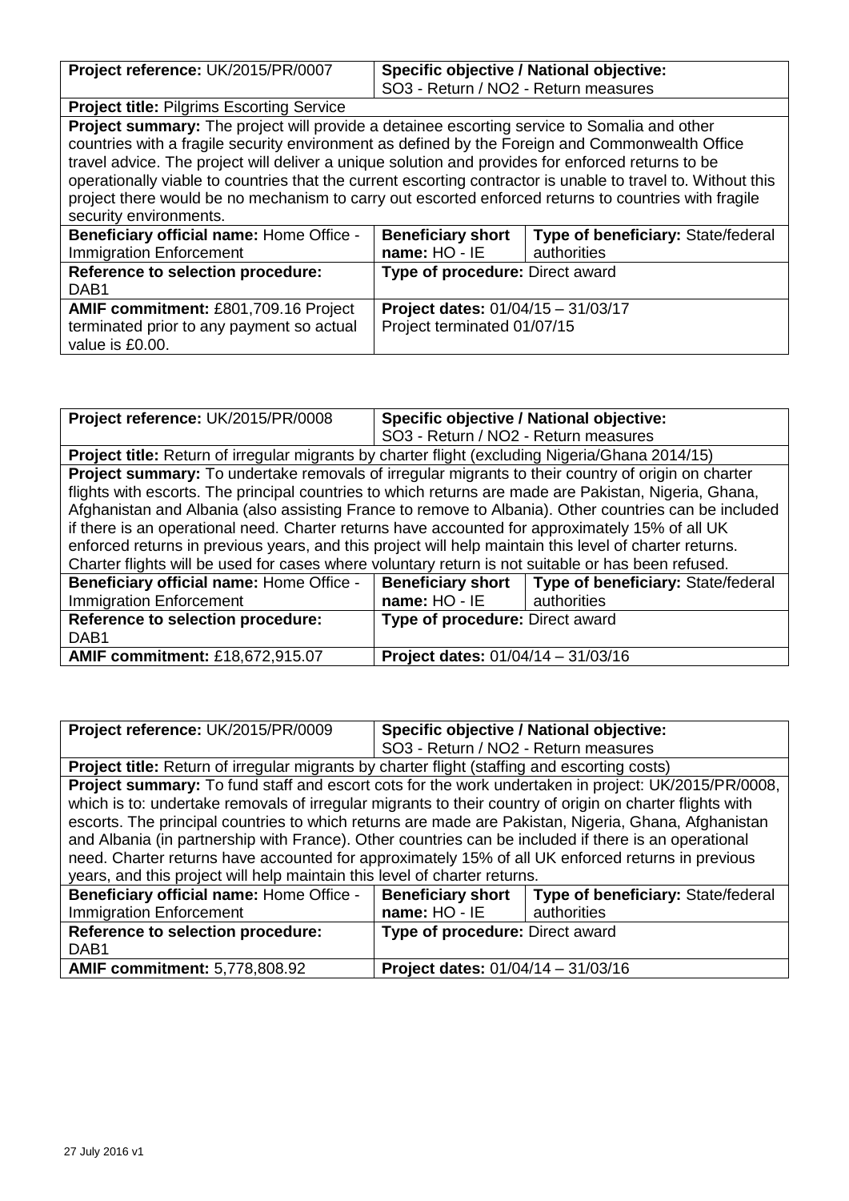| Project reference: UK/2015/PR/0007 | Specific objective / National objective: SO3 - Return / NO2 - Return measures | |
|---|---|---|
| **Project title:** Pilgrims Escorting Service | | |
| **Project summary:** The project will provide a detainee escorting service to Somalia and other countries with a fragile security environment as defined by the Foreign and Commonwealth Office travel advice. The project will deliver a unique solution and provides for enforced returns to be operationally viable to countries that the current escorting contractor is unable to travel to. Without this project there would be no mechanism to carry out escorted enforced returns to countries with fragile security environments. | | |
| **Beneficiary official name:** Home Office - Immigration Enforcement | **Beneficiary short name:** HO - IE | **Type of beneficiary:** State/federal authorities |
| **Reference to selection procedure:** DAB1 | **Type of procedure:** Direct award | |
| **AMIF commitment:** £801,709.16 Project terminated prior to any payment so actual value is £0.00. | **Project dates:** 01/04/15 – 31/03/17 Project terminated 01/07/15 | |

| Project reference: UK/2015/PR/0008 | Specific objective / National objective: SO3 - Return / NO2 - Return measures | |
|---|---|---|
| **Project title:** Return of irregular migrants by charter flight (excluding Nigeria/Ghana 2014/15) | | |
| **Project summary:** To undertake removals of irregular migrants to their country of origin on charter flights with escorts. The principal countries to which returns are made are Pakistan, Nigeria, Ghana, Afghanistan and Albania (also assisting France to remove to Albania). Other countries can be included if there is an operational need. Charter returns have accounted for approximately 15% of all UK enforced returns in previous years, and this project will help maintain this level of charter returns. Charter flights will be used for cases where voluntary return is not suitable or has been refused. | | |
| **Beneficiary official name:** Home Office - Immigration Enforcement | **Beneficiary short name:** HO - IE | **Type of beneficiary:** State/federal authorities |
| **Reference to selection procedure:** DAB1 | **Type of procedure:** Direct award | |
| **AMIF commitment:** £18,672,915.07 | **Project dates:** 01/04/14 – 31/03/16 | |

| Project reference: UK/2015/PR/0009 | Specific objective / National objective: SO3 - Return / NO2 - Return measures | |
|---|---|---|
| **Project title:** Return of irregular migrants by charter flight (staffing and escorting costs) | | |
| **Project summary:** To fund staff and escort cots for the work undertaken in project: UK/2015/PR/0008, which is to: undertake removals of irregular migrants to their country of origin on charter flights with escorts. The principal countries to which returns are made are Pakistan, Nigeria, Ghana, Afghanistan and Albania (in partnership with France). Other countries can be included if there is an operational need. Charter returns have accounted for approximately 15% of all UK enforced returns in previous years, and this project will help maintain this level of charter returns. | | |
| **Beneficiary official name:** Home Office - Immigration Enforcement | **Beneficiary short name:** HO - IE | **Type of beneficiary:** State/federal authorities |
| **Reference to selection procedure:** DAB1 | **Type of procedure:** Direct award | |
| **AMIF commitment:** 5,778,808.92 | **Project dates:** 01/04/14 – 31/03/16 | |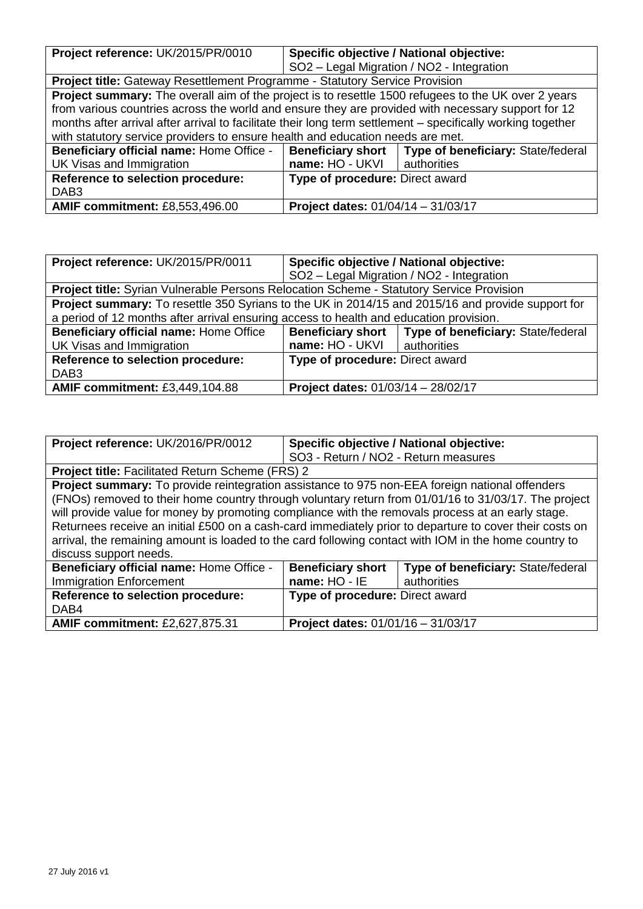| | | |
|---|---|---|
| **Project reference:** UK/2015/PR/0010 | **Specific objective / National objective:** SO2 – Legal Migration / NO2 - Integration | |
| **Project title:** Gateway Resettlement Programme - Statutory Service Provision | | |
| **Project summary:** The overall aim of the project is to resettle 1500 refugees to the UK over 2 years from various countries across the world and ensure they are provided with necessary support for 12 months after arrival after arrival to facilitate their long term settlement – specifically working together with statutory service providers to ensure health and education needs are met. | | |
| **Beneficiary official name:** Home Office - UK Visas and Immigration | **Beneficiary short name:** HO - UKVI | **Type of beneficiary:** State/federal authorities |
| **Reference to selection procedure:** DAB3 | **Type of procedure:** Direct award | |
| **AMIF commitment:** £8,553,496.00 | **Project dates:** 01/04/14 – 31/03/17 | |

| | | |
|---|---|---|
| **Project reference:** UK/2015/PR/0011 | **Specific objective / National objective:** SO2 – Legal Migration / NO2 - Integration | |
| **Project title:** Syrian Vulnerable Persons Relocation Scheme - Statutory Service Provision | | |
| **Project summary:** To resettle 350 Syrians to the UK in 2014/15 and 2015/16 and provide support for a period of 12 months after arrival ensuring access to health and education provision. | | |
| **Beneficiary official name:** Home Office UK Visas and Immigration | **Beneficiary short name:** HO - UKVI | **Type of beneficiary:** State/federal authorities |
| **Reference to selection procedure:** DAB3 | **Type of procedure:** Direct award | |
| **AMIF commitment:** £3,449,104.88 | **Project dates:** 01/03/14 – 28/02/17 | |

| | | |
|---|---|---|
| **Project reference:** UK/2016/PR/0012 | **Specific objective / National objective:** SO3 - Return / NO2 - Return measures | |
| **Project title:** Facilitated Return Scheme (FRS) 2 | | |
| **Project summary:** To provide reintegration assistance to 975 non-EEA foreign national offenders (FNOs) removed to their home country through voluntary return from 01/01/16 to 31/03/17. The project will provide value for money by promoting compliance with the removals process at an early stage. Returnees receive an initial £500 on a cash-card immediately prior to departure to cover their costs on arrival, the remaining amount is loaded to the card following contact with IOM in the home country to discuss support needs. | | |
| **Beneficiary official name:** Home Office - Immigration Enforcement | **Beneficiary short name:** HO - IE | **Type of beneficiary:** State/federal authorities |
| **Reference to selection procedure:** DAB4 | **Type of procedure:** Direct award | |
| **AMIF commitment:** £2,627,875.31 | **Project dates:** 01/01/16 – 31/03/17 | |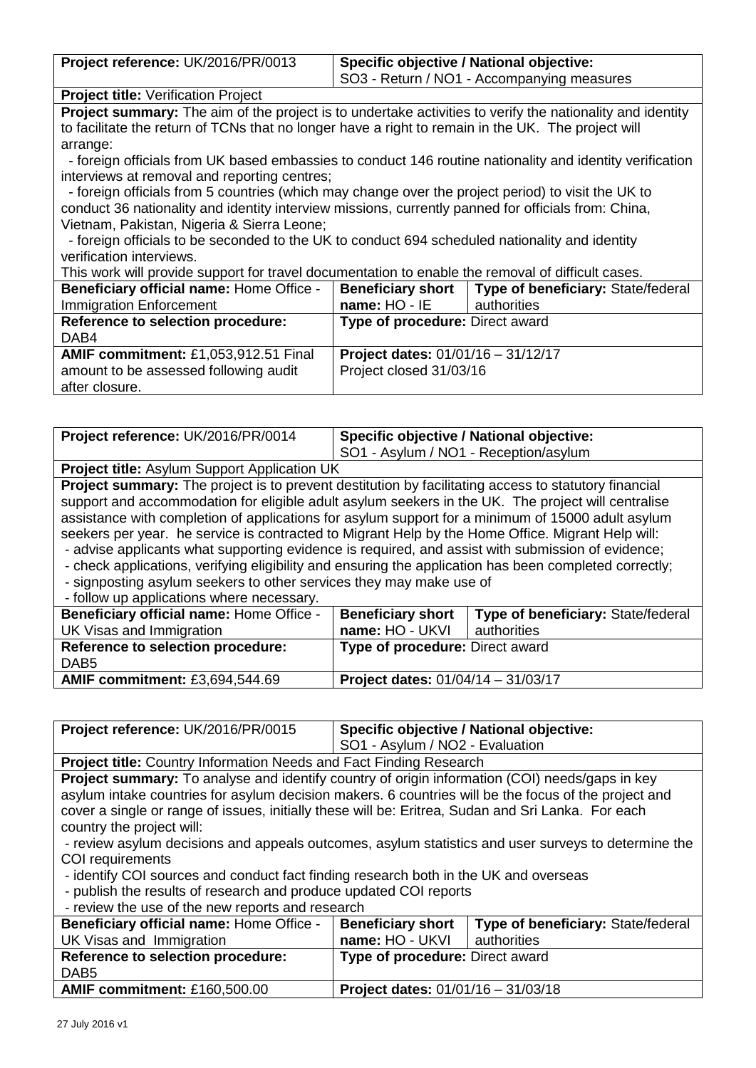| Project reference: UK/2016/PR/0013 | Specific objective / National objective: SO3 - Return / NO1 - Accompanying measures | |
|---|---|---|
| **Project title:** Verification Project | | |
| **Project summary:** The aim of the project is to undertake activities to verify the nationality and identity to facilitate the return of TCNs that no longer have a right to remain in the UK. The project will arrange:<br>- foreign officials from UK based embassies to conduct 146 routine nationality and identity verification interviews at removal and reporting centres;<br>- foreign officials from 5 countries (which may change over the project period) to visit the UK to conduct 36 nationality and identity interview missions, currently panned for officials from: China, Vietnam, Pakistan, Nigeria & Sierra Leone;<br>- foreign officials to be seconded to the UK to conduct 694 scheduled nationality and identity verification interviews.<br>This work will provide support for travel documentation to enable the removal of difficult cases. | | |
| **Beneficiary official name:** Home Office - Immigration Enforcement | **Beneficiary short name:** HO - IE | **Type of beneficiary:** State/federal authorities |
| **Reference to selection procedure:** DAB4 | **Type of procedure:** Direct award | |
| **AMIF commitment:** £1,053,912.51 Final amount to be assessed following audit after closure. | **Project dates:** 01/01/16 – 31/12/17<br>Project closed 31/03/16 | |

| Project reference: UK/2016/PR/0014 | Specific objective / National objective: SO1 - Asylum / NO1 - Reception/asylum | |
|---|---|---|
| **Project title:** Asylum Support Application UK | | |
| **Project summary:** The project is to prevent destitution by facilitating access to statutory financial support and accommodation for eligible adult asylum seekers in the UK. The project will centralise assistance with completion of applications for asylum support for a minimum of 15000 adult asylum seekers per year. he service is contracted to Migrant Help by the Home Office. Migrant Help will:<br>- advise applicants what supporting evidence is required, and assist with submission of evidence;<br>- check applications, verifying eligibility and ensuring the application has been completed correctly;<br>- signposting asylum seekers to other services they may make use of<br>- follow up applications where necessary. | | |
| **Beneficiary official name:** Home Office - UK Visas and Immigration | **Beneficiary short name:** HO - UKVI | **Type of beneficiary:** State/federal authorities |
| **Reference to selection procedure:** DAB5 | **Type of procedure:** Direct award | |
| **AMIF commitment:** £3,694,544.69 | **Project dates:** 01/04/14 – 31/03/17 | |

| Project reference: UK/2016/PR/0015 | Specific objective / National objective: SO1 - Asylum / NO2 - Evaluation | |
|---|---|---|
| **Project title:** Country Information Needs and Fact Finding Research | | |
| **Project summary:** To analyse and identify country of origin information (COI) needs/gaps in key asylum intake countries for asylum decision makers. 6 countries will be the focus of the project and cover a single or range of issues, initially these will be: Eritrea, Sudan and Sri Lanka. For each country the project will:<br>- review asylum decisions and appeals outcomes, asylum statistics and user surveys to determine the COI requirements<br>- identify COI sources and conduct fact finding research both in the UK and overseas<br>- publish the results of research and produce updated COI reports<br>- review the use of the new reports and research | | |
| **Beneficiary official name:** Home Office - UK Visas and Immigration | **Beneficiary short name:** HO - UKVI | **Type of beneficiary:** State/federal authorities |
| **Reference to selection procedure:** DAB5 | **Type of procedure:** Direct award | |
| **AMIF commitment:** £160,500.00 | **Project dates:** 01/01/16 – 31/03/18 | |

27 July 2016 v1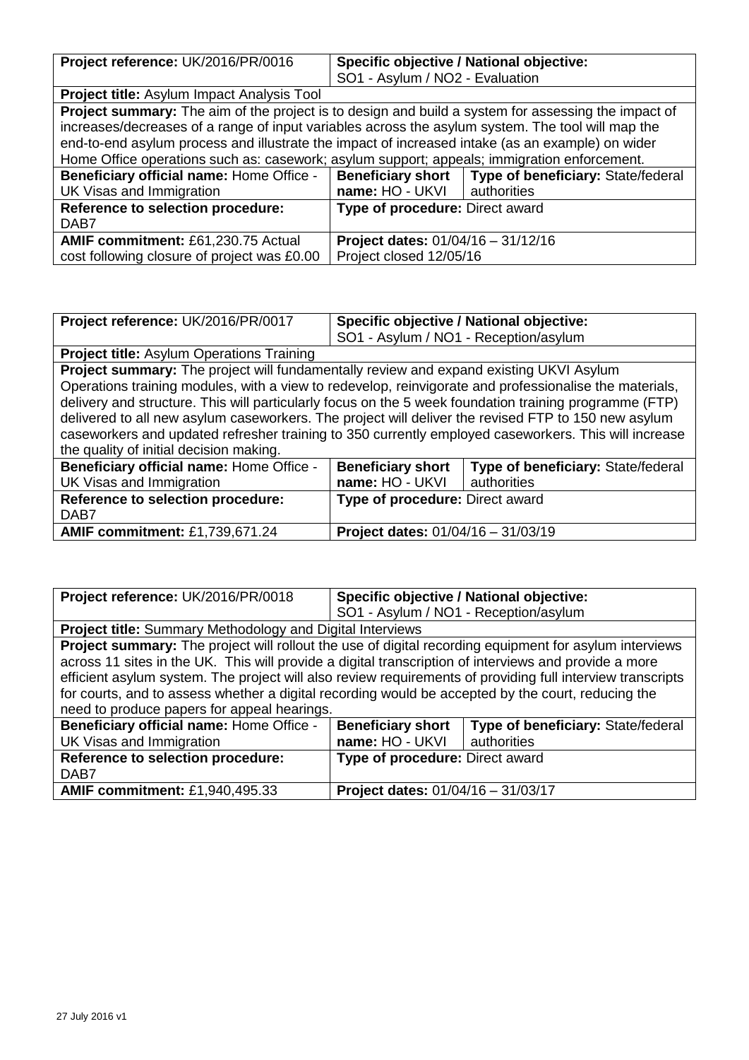| | | |
|---|---|---|
| **Project reference:** UK/2016/PR/0016 | **Specific objective / National objective:** SO1 - Asylum / NO2 - Evaluation | |
| **Project title:** Asylum Impact Analysis Tool | | |
| **Project summary:** The aim of the project is to design and build a system for assessing the impact of increases/decreases of a range of input variables across the asylum system. The tool will map the end-to-end asylum process and illustrate the impact of increased intake (as an example) on wider Home Office operations such as: casework; asylum support; appeals; immigration enforcement. | | |
| **Beneficiary official name:** Home Office - UK Visas and Immigration | **Beneficiary short name:** HO - UKVI | **Type of beneficiary:** State/federal authorities |
| **Reference to selection procedure:** DAB7 | **Type of procedure:** Direct award | |
| **AMIF commitment:** £61,230.75 Actual cost following closure of project was £0.00 | **Project dates:** 01/04/16 – 31/12/16 Project closed 12/05/16 | |

| | | |
|---|---|---|
| **Project reference:** UK/2016/PR/0017 | **Specific objective / National objective:** SO1 - Asylum / NO1 - Reception/asylum | |
| **Project title:** Asylum Operations Training | | |
| **Project summary:** The project will fundamentally review and expand existing UKVI Asylum Operations training modules, with a view to redevelop, reinvigorate and professionalise the materials, delivery and structure. This will particularly focus on the 5 week foundation training programme (FTP) delivered to all new asylum caseworkers. The project will deliver the revised FTP to 150 new asylum caseworkers and updated refresher training to 350 currently employed caseworkers. This will increase the quality of initial decision making. | | |
| **Beneficiary official name:** Home Office - UK Visas and Immigration | **Beneficiary short name:** HO - UKVI | **Type of beneficiary:** State/federal authorities |
| **Reference to selection procedure:** DAB7 | **Type of procedure:** Direct award | |
| **AMIF commitment:** £1,739,671.24 | **Project dates:** 01/04/16 – 31/03/19 | |

| | | |
|---|---|---|
| **Project reference:** UK/2016/PR/0018 | **Specific objective / National objective:** SO1 - Asylum / NO1 - Reception/asylum | |
| **Project title:** Summary Methodology and Digital Interviews | | |
| **Project summary:** The project will rollout the use of digital recording equipment for asylum interviews across 11 sites in the UK. This will provide a digital transcription of interviews and provide a more efficient asylum system. The project will also review requirements of providing full interview transcripts for courts, and to assess whether a digital recording would be accepted by the court, reducing the need to produce papers for appeal hearings. | | |
| **Beneficiary official name:** Home Office - UK Visas and Immigration | **Beneficiary short name:** HO - UKVI | **Type of beneficiary:** State/federal authorities |
| **Reference to selection procedure:** DAB7 | **Type of procedure:** Direct award | |
| **AMIF commitment:** £1,940,495.33 | **Project dates:** 01/04/16 – 31/03/17 | |

27 July 2016 v1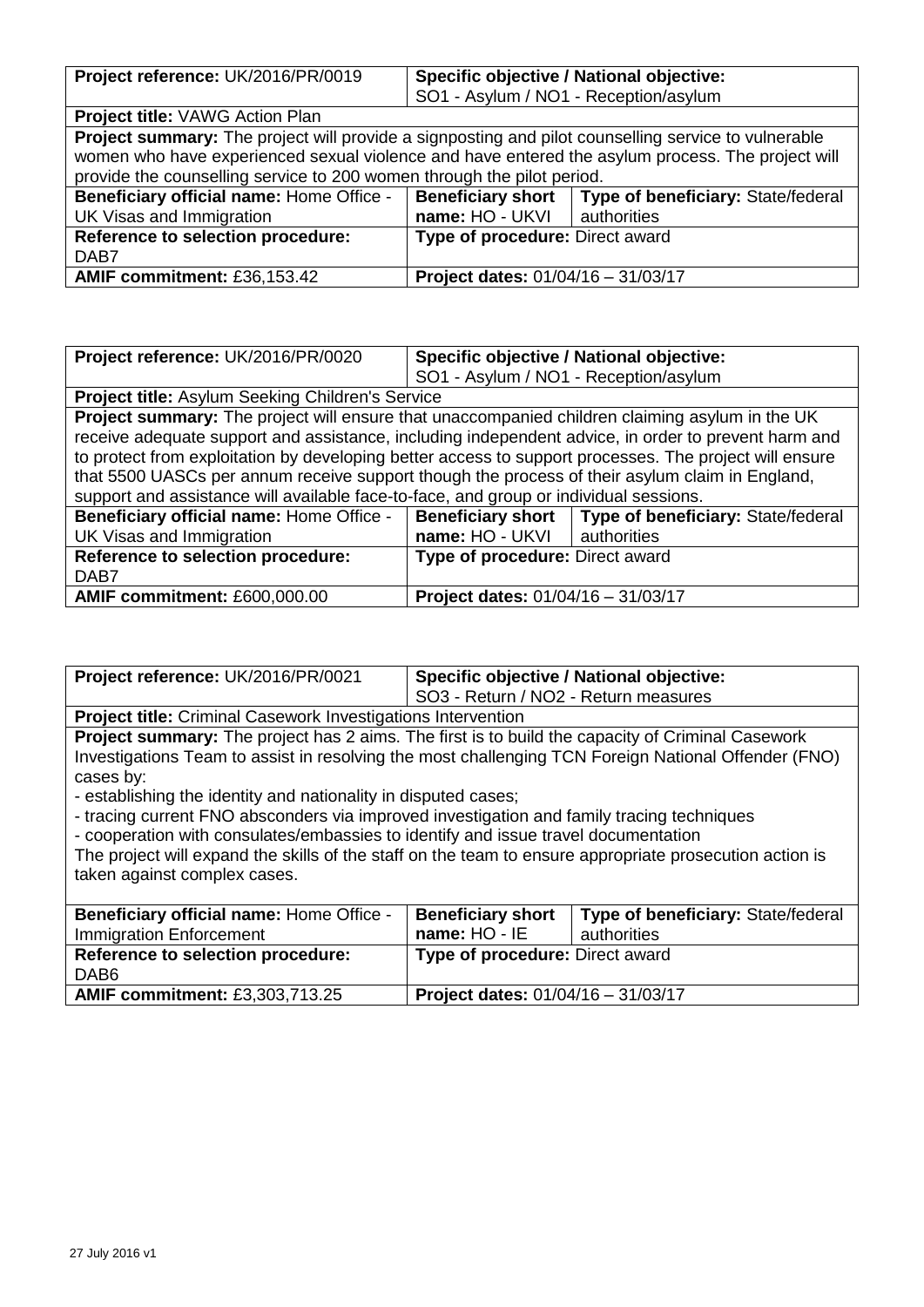| | | |
|---|---|---|
| **Project reference:** UK/2016/PR/0019 | **Specific objective / National objective:** SO1 - Asylum / NO1 - Reception/asylum | |
| **Project title:** VAWG Action Plan | | |
| **Project summary:** The project will provide a signposting and pilot counselling service to vulnerable women who have experienced sexual violence and have entered the asylum process. The project will provide the counselling service to 200 women through the pilot period. | | |
| **Beneficiary official name:** Home Office - UK Visas and Immigration | **Beneficiary short name:** HO - UKVI | **Type of beneficiary:** State/federal authorities |
| **Reference to selection procedure:** DAB7 | **Type of procedure:** Direct award | |
| **AMIF commitment:** £36,153.42 | **Project dates:** 01/04/16 – 31/03/17 | |

| | | |
|---|---|---|
| **Project reference:** UK/2016/PR/0020 | **Specific objective / National objective:** SO1 - Asylum / NO1 - Reception/asylum | |
| **Project title:** Asylum Seeking Children's Service | | |
| **Project summary:** The project will ensure that unaccompanied children claiming asylum in the UK receive adequate support and assistance, including independent advice, in order to prevent harm and to protect from exploitation by developing better access to support processes. The project will ensure that 5500 UASCs per annum receive support though the process of their asylum claim in England, support and assistance will available face-to-face, and group or individual sessions. | | |
| **Beneficiary official name:** Home Office - UK Visas and Immigration | **Beneficiary short name:** HO - UKVI | **Type of beneficiary:** State/federal authorities |
| **Reference to selection procedure:** DAB7 | **Type of procedure:** Direct award | |
| **AMIF commitment:** £600,000.00 | **Project dates:** 01/04/16 – 31/03/17 | |

| | | |
|---|---|---|
| **Project reference:** UK/2016/PR/0021 | **Specific objective / National objective:** SO3 - Return / NO2 - Return measures | |
| **Project title:** Criminal Casework Investigations Intervention | | |
| **Project summary:** The project has 2 aims. The first is to build the capacity of Criminal Casework Investigations Team to assist in resolving the most challenging TCN Foreign National Offender (FNO) cases by:<br>- establishing the identity and nationality in disputed cases;<br>- tracing current FNO absconders via improved investigation and family tracing techniques<br>- cooperation with consulates/embassies to identify and issue travel documentation<br>The project will expand the skills of the staff on the team to ensure appropriate prosecution action is taken against complex cases. | | |
| **Beneficiary official name:** Home Office - Immigration Enforcement | **Beneficiary short name:** HO - IE | **Type of beneficiary:** State/federal authorities |
| **Reference to selection procedure:** DAB6 | **Type of procedure:** Direct award | |
| **AMIF commitment:** £3,303,713.25 | **Project dates:** 01/04/16 – 31/03/17 | |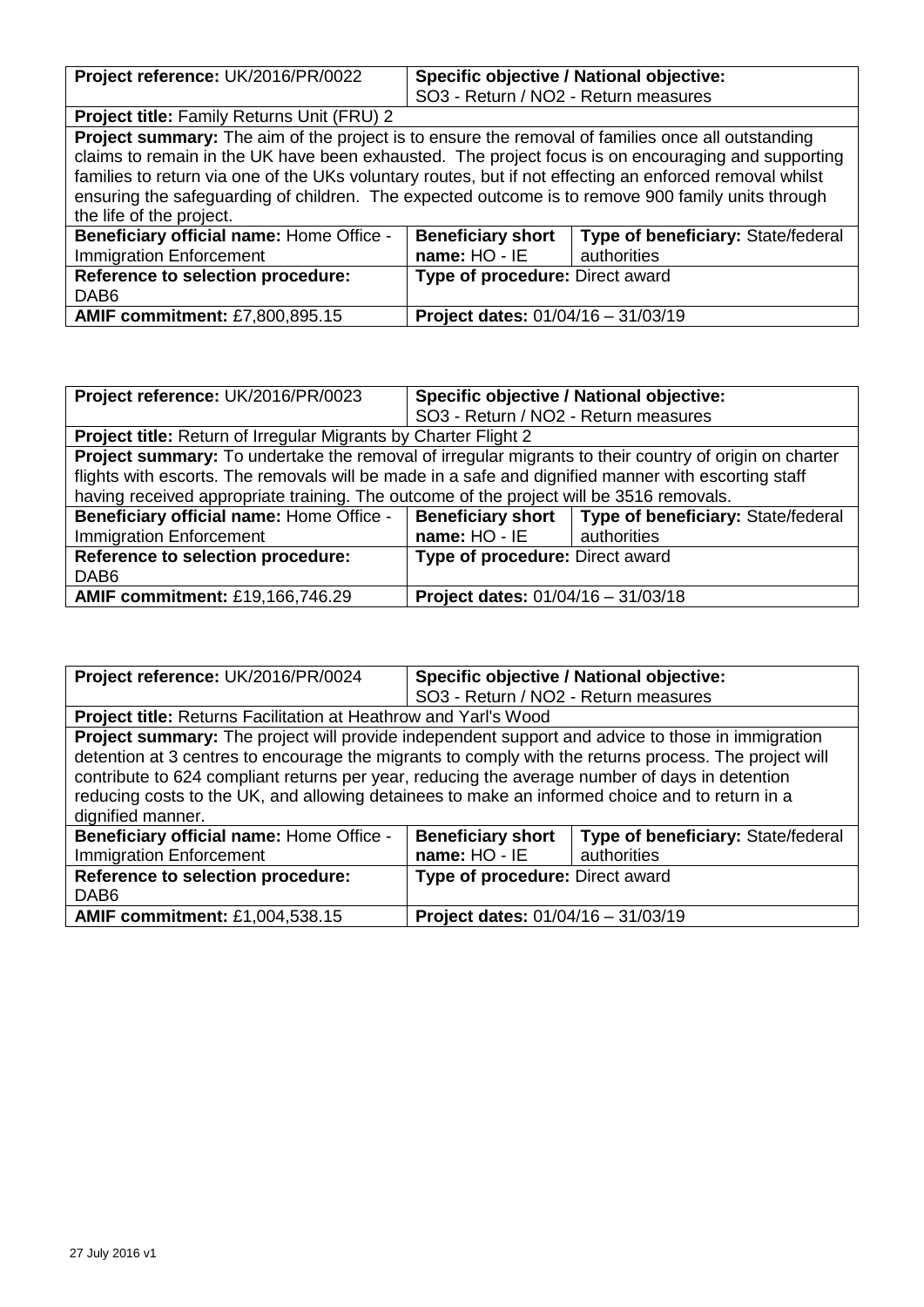| | | |
|---|---|---|
| **Project reference:** UK/2016/PR/0022 | **Specific objective / National objective:** SO3 - Return / NO2 - Return measures | |
| **Project title:** Family Returns Unit (FRU) 2 | | |
| **Project summary:** The aim of the project is to ensure the removal of families once all outstanding claims to remain in the UK have been exhausted. The project focus is on encouraging and supporting families to return via one of the UKs voluntary routes, but if not effecting an enforced removal whilst ensuring the safeguarding of children. The expected outcome is to remove 900 family units through the life of the project. | | |
| **Beneficiary official name:** Home Office - Immigration Enforcement | **Beneficiary short name:** HO - IE | **Type of beneficiary:** State/federal authorities |
| **Reference to selection procedure:** DAB6 | **Type of procedure:** Direct award | |
| **AMIF commitment:** £7,800,895.15 | **Project dates:** 01/04/16 – 31/03/19 | |

| | | |
|---|---|---|
| **Project reference:** UK/2016/PR/0023 | **Specific objective / National objective:** SO3 - Return / NO2 - Return measures | |
| **Project title:** Return of Irregular Migrants by Charter Flight 2 | | |
| **Project summary:** To undertake the removal of irregular migrants to their country of origin on charter flights with escorts. The removals will be made in a safe and dignified manner with escorting staff having received appropriate training. The outcome of the project will be 3516 removals. | | |
| **Beneficiary official name:** Home Office - Immigration Enforcement | **Beneficiary short name:** HO - IE | **Type of beneficiary:** State/federal authorities |
| **Reference to selection procedure:** DAB6 | **Type of procedure:** Direct award | |
| **AMIF commitment:** £19,166,746.29 | **Project dates:** 01/04/16 – 31/03/18 | |

| | | |
|---|---|---|
| **Project reference:** UK/2016/PR/0024 | **Specific objective / National objective:** SO3 - Return / NO2 - Return measures | |
| **Project title:** Returns Facilitation at Heathrow and Yarl's Wood | | |
| **Project summary:** The project will provide independent support and advice to those in immigration detention at 3 centres to encourage the migrants to comply with the returns process. The project will contribute to 624 compliant returns per year, reducing the average number of days in detention reducing costs to the UK, and allowing detainees to make an informed choice and to return in a dignified manner. | | |
| **Beneficiary official name:** Home Office - Immigration Enforcement | **Beneficiary short name:** HO - IE | **Type of beneficiary:** State/federal authorities |
| **Reference to selection procedure:** DAB6 | **Type of procedure:** Direct award | |
| **AMIF commitment:** £1,004,538.15 | **Project dates:** 01/04/16 – 31/03/19 | |

27 July 2016 v1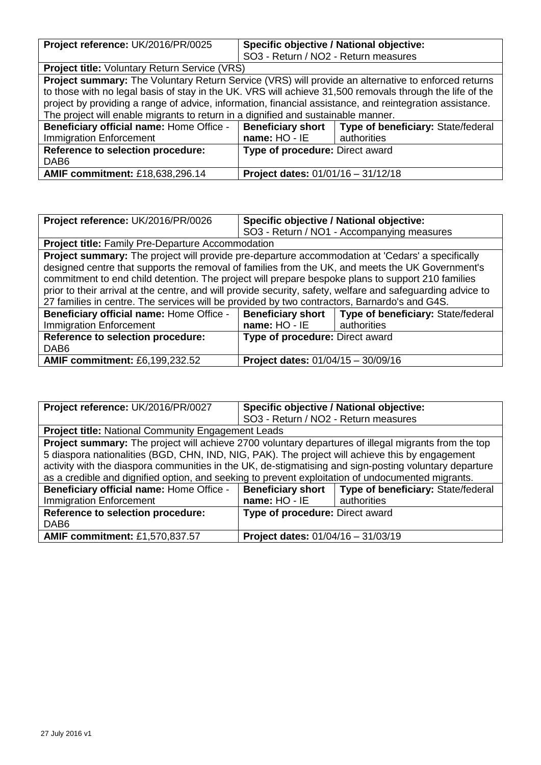| Project reference: UK/2016/PR/0025 | Specific objective / National objective: SO3 - Return / NO2 - Return measures | |
|---|---|---|
| **Project title:** Voluntary Return Service (VRS) | | |
| **Project summary:** The Voluntary Return Service (VRS) will provide an alternative to enforced returns to those with no legal basis of stay in the UK. VRS will achieve 31,500 removals through the life of the project by providing a range of advice, information, financial assistance, and reintegration assistance. The project will enable migrants to return in a dignified and sustainable manner. | | |
| **Beneficiary official name:** Home Office - Immigration Enforcement | **Beneficiary short name:** HO - IE | **Type of beneficiary:** State/federal authorities |
| **Reference to selection procedure:** DAB6 | **Type of procedure:** Direct award | |
| **AMIF commitment:** £18,638,296.14 | **Project dates:** 01/01/16 – 31/12/18 | |

| Project reference: UK/2016/PR/0026 | Specific objective / National objective: SO3 - Return / NO1 - Accompanying measures | |
|---|---|---|
| **Project title:** Family Pre-Departure Accommodation | | |
| **Project summary:** The project will provide pre-departure accommodation at 'Cedars' a specifically designed centre that supports the removal of families from the UK, and meets the UK Government's commitment to end child detention. The project will prepare bespoke plans to support 210 families prior to their arrival at the centre, and will provide security, safety, welfare and safeguarding advice to 27 families in centre. The services will be provided by two contractors, Barnardo's and G4S. | | |
| **Beneficiary official name:** Home Office - Immigration Enforcement | **Beneficiary short name:** HO - IE | **Type of beneficiary:** State/federal authorities |
| **Reference to selection procedure:** DAB6 | **Type of procedure:** Direct award | |
| **AMIF commitment:** £6,199,232.52 | **Project dates:** 01/04/15 – 30/09/16 | |

| Project reference: UK/2016/PR/0027 | Specific objective / National objective: SO3 - Return / NO2 - Return measures | |
|---|---|---|
| **Project title:** National Community Engagement Leads | | |
| **Project summary:** The project will achieve 2700 voluntary departures of illegal migrants from the top 5 diaspora nationalities (BGD, CHN, IND, NIG, PAK). The project will achieve this by engagement activity with the diaspora communities in the UK, de-stigmatising and sign-posting voluntary departure as a credible and dignified option, and seeking to prevent exploitation of undocumented migrants. | | |
| **Beneficiary official name:** Home Office - Immigration Enforcement | **Beneficiary short name:** HO - IE | **Type of beneficiary:** State/federal authorities |
| **Reference to selection procedure:** DAB6 | **Type of procedure:** Direct award | |
| **AMIF commitment:** £1,570,837.57 | **Project dates:** 01/04/16 – 31/03/19 | |

27 July 2016 v1